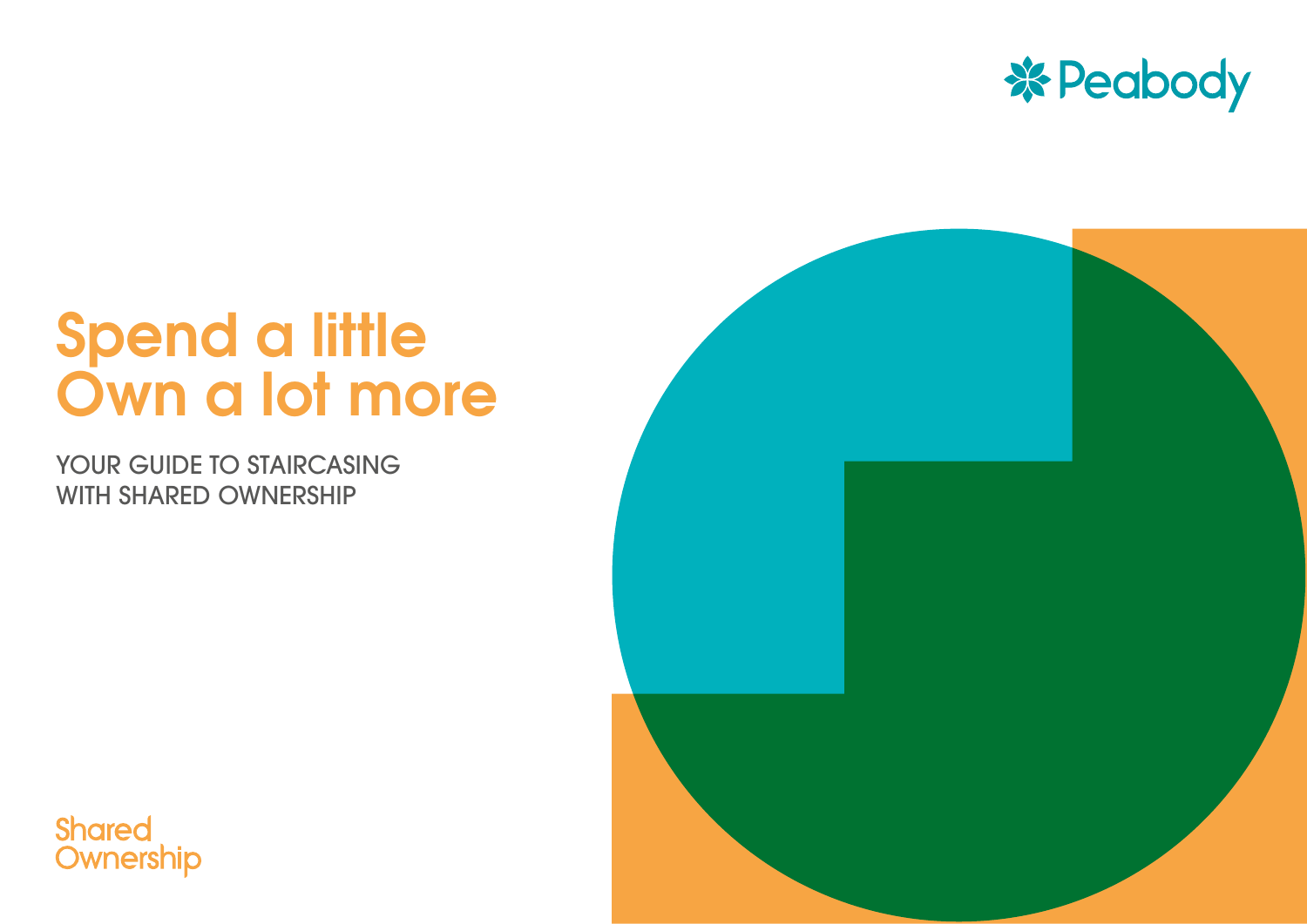Peabody

# Spend a little Own a lot more

YOUR GUIDE TO STAIRCASING WITH SHARED OWNERSHIP

Shared Ownership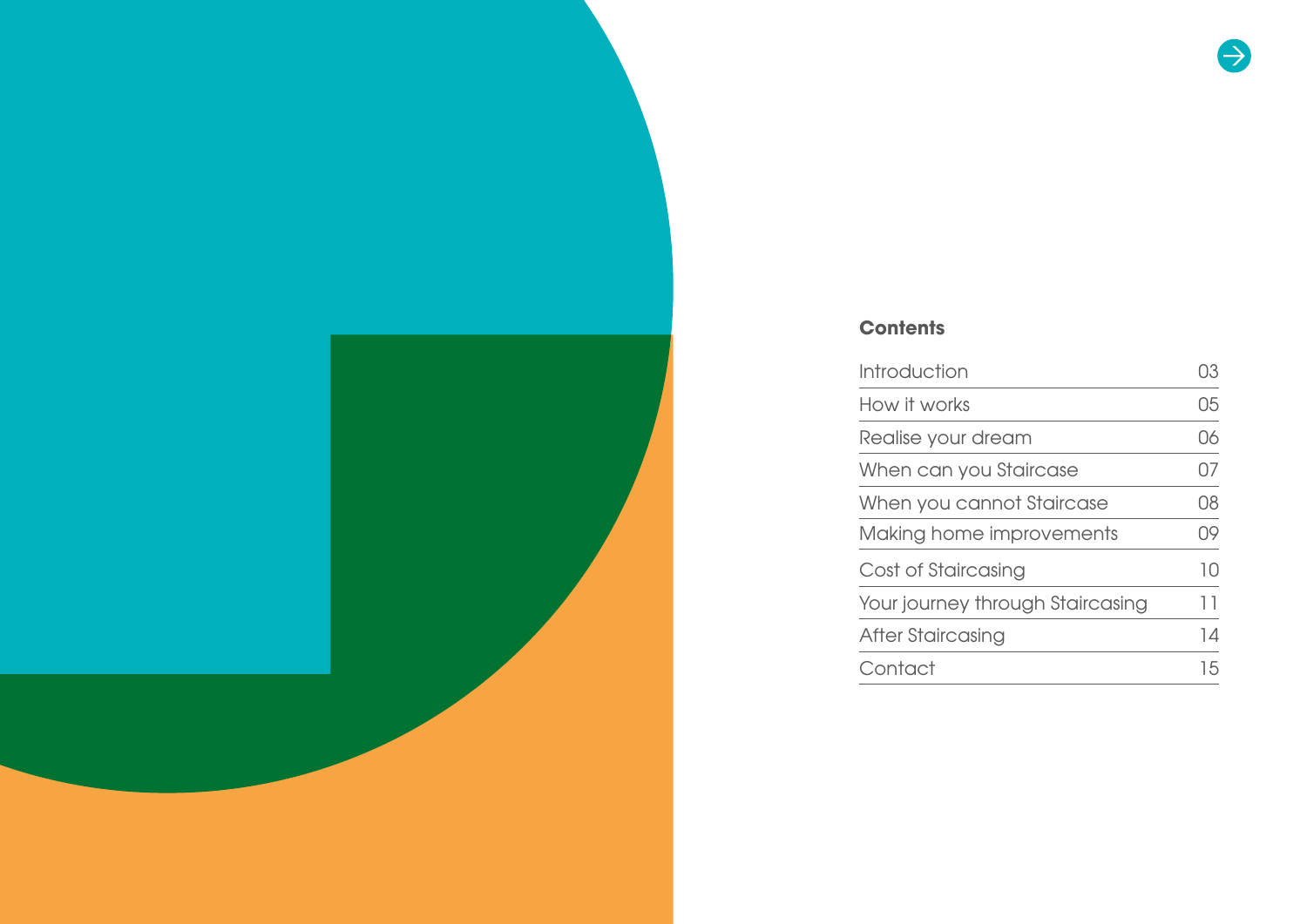## Contents

| | |
|---|---|
| Introduction | 03 |
| How it works | 05 |
| Realise your dream | 06 |
| When can you Staircase | 07 |
| When you cannot Staircase | 08 |
| Making home improvements | 09 |
| Cost of Staircasing | 10 |
| Your journey through Staircasing | 11 |
| After Staircasing | 14 |
| Contact | 15 |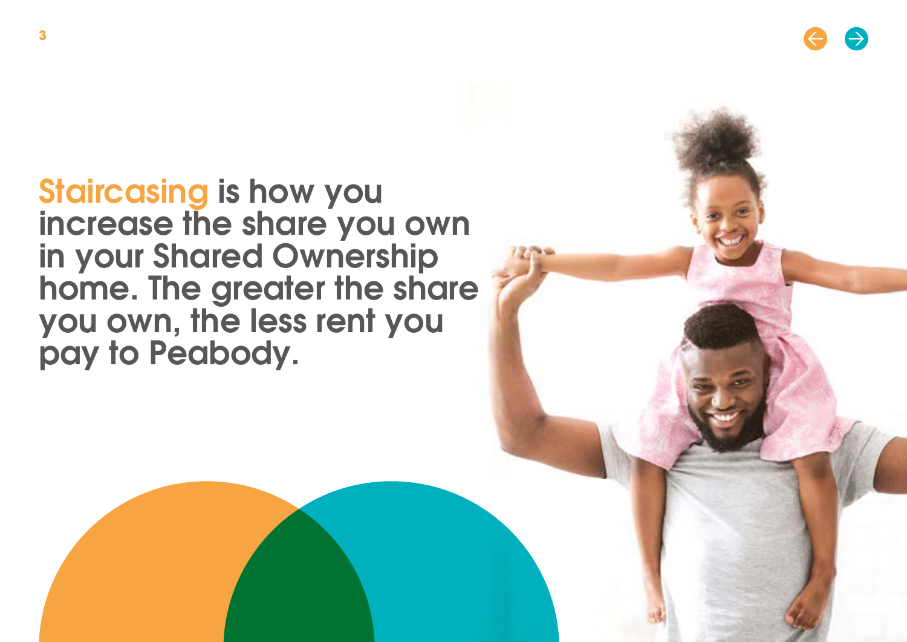**Staircasing is how you increase the share you own in your Shared Ownership home. The greater the share you own, the less rent you pay to Peabody.**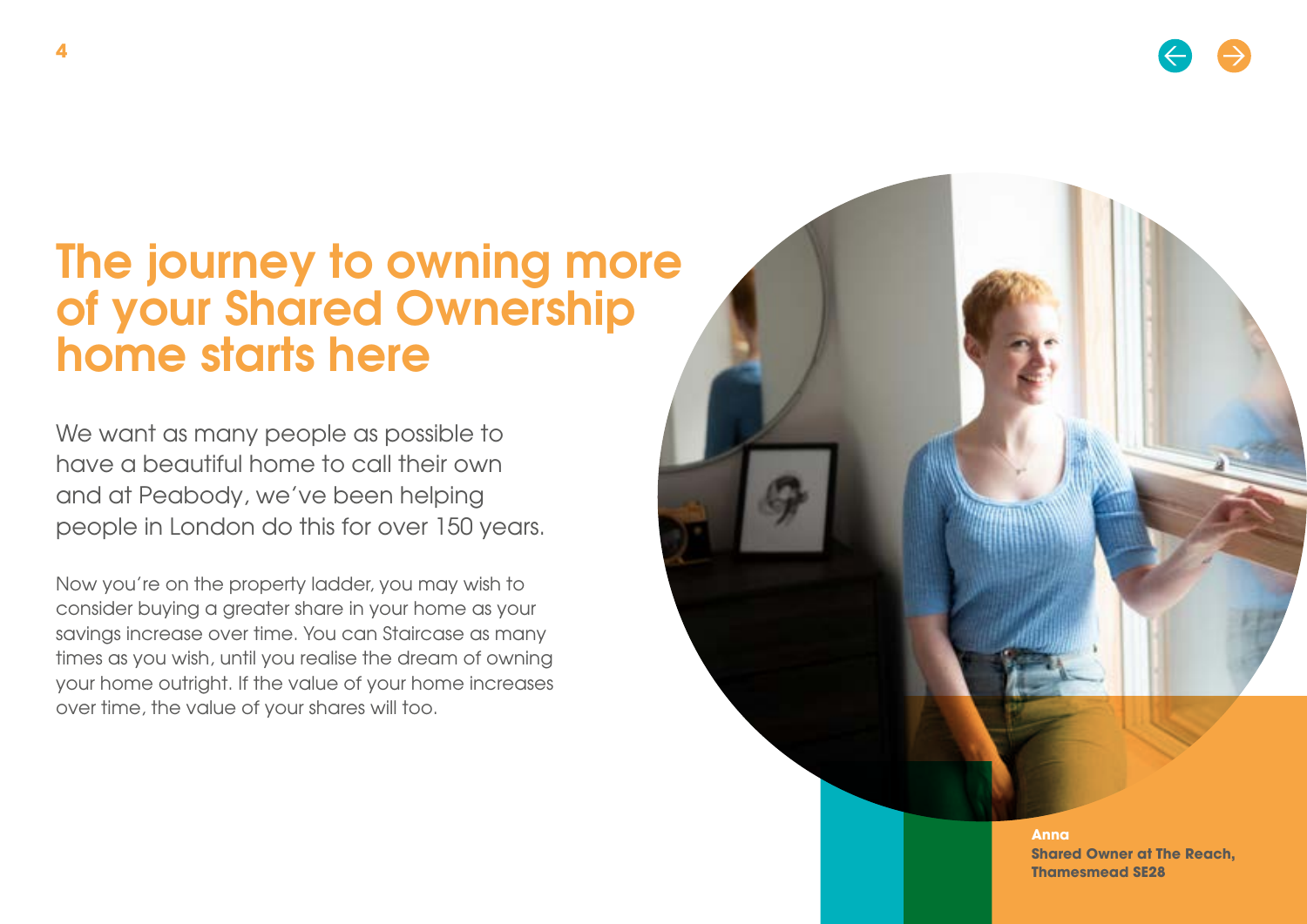# The journey to owning more of your Shared Ownership home starts here

We want as many people as possible to have a beautiful home to call their own and at Peabody, we've been helping people in London do this for over 150 years.

Now you're on the property ladder, you may wish to consider buying a greater share in your home as your savings increase over time. You can Staircase as many times as you wish, until you realise the dream of owning your home outright. If the value of your home increases over time, the value of your shares will too.

**Anna**
**Shared Owner at The Reach, Thamesmead SE28**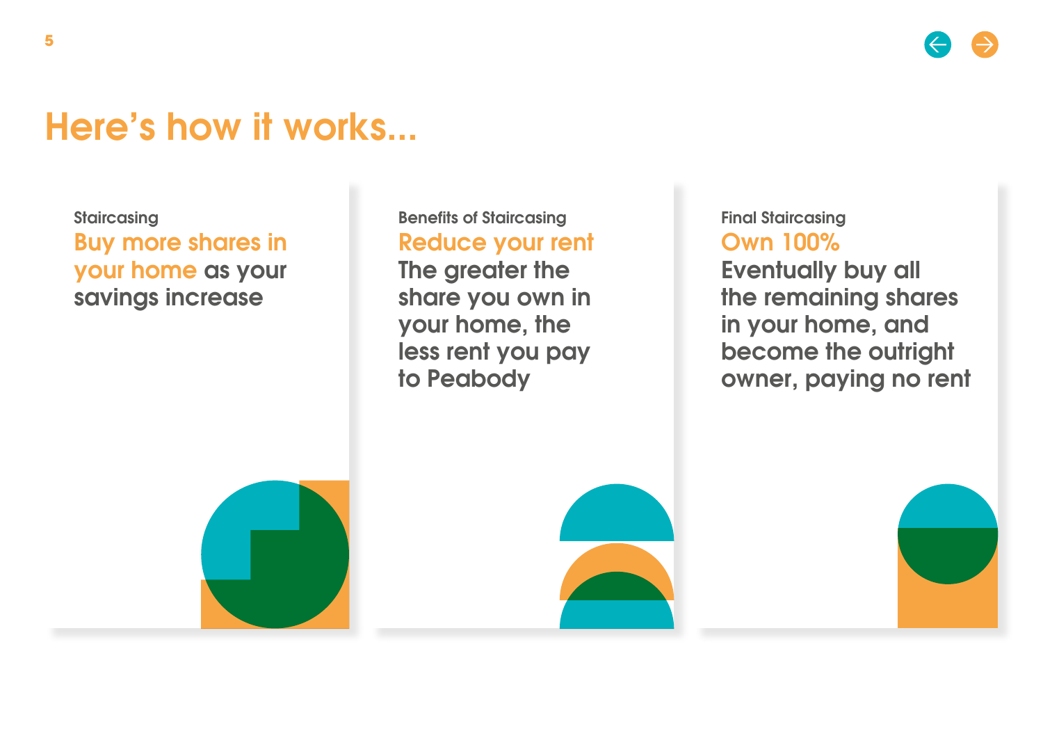# Here's how it works...

### Staircasing

**Buy more shares in your home** as your savings increase

### Benefits of Staircasing

**Reduce your rent**

The greater the share you own in your home, the less rent you pay to Peabody

### Final Staircasing

**Own 100%**

Eventually buy all the remaining shares in your home, and become the outright owner, paying no rent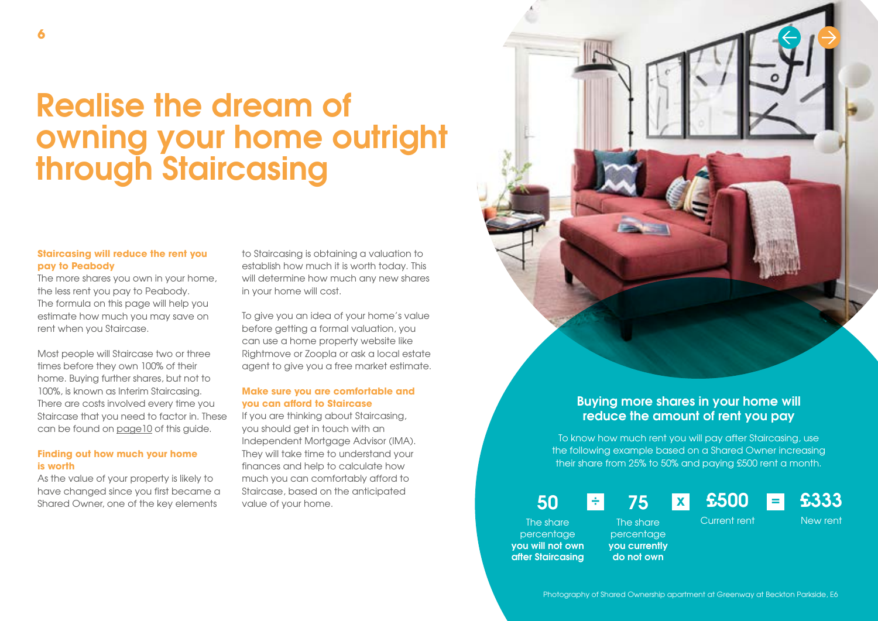# Realise the dream of owning your home outright through Staircasing

**Staircasing will reduce the rent you pay to Peabody**

The more shares you own in your home, the less rent you pay to Peabody. The formula on this page will help you estimate how much you may save on rent when you Staircase.

Most people will Staircase two or three times before they own 100% of their home. Buying further shares, but not to 100%, is known as Interim Staircasing. There are costs involved every time you Staircase that you need to factor in. These can be found on page10 of this guide.

**Finding out how much your home is worth**

As the value of your property is likely to have changed since you first became a Shared Owner, one of the key elements to Staircasing is obtaining a valuation to establish how much it is worth today. This will determine how much any new shares in your home will cost.

To give you an idea of your home's value before getting a formal valuation, you can use a home property website like Rightmove or Zoopla or ask a local estate agent to give you a free market estimate.

**Make sure you are comfortable and you can afford to Staircase**

If you are thinking about Staircasing, you should get in touch with an Independent Mortgage Advisor (IMA). They will take time to understand your finances and help to calculate how much you can comfortably afford to Staircase, based on the anticipated value of your home.

## Buying more shares in your home will reduce the amount of rent you pay

To know how much rent you will pay after Staircasing, use the following example based on a Shared Owner increasing their share from 25% to 50% and paying £500 rent a month.

**50** ÷ **75** x **£500** = **£333**

- 50 – The share percentage **you will not own after Staircasing**
- 75 – The share percentage **you currently do not own**
- £500 – Current rent
- £333 – New rent

Photography of Shared Ownership apartment at Greenway at Beckton Parkside, E6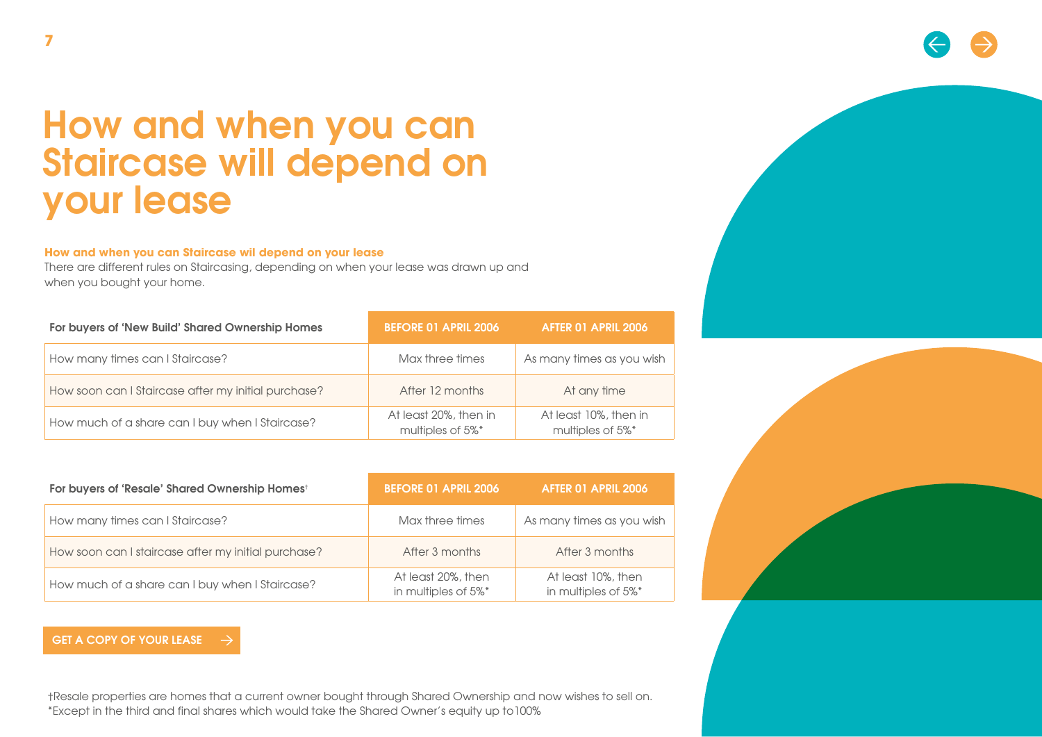# How and when you can Staircase will depend on your lease

**How and when you can Staircase wil depend on your lease**
There are different rules on Staircasing, depending on when your lease was drawn up and when you bought your home.

| For buyers of 'New Build' Shared Ownership Homes | BEFORE 01 APRIL 2006 | AFTER 01 APRIL 2006 |
|---|---|---|
| How many times can I Staircase? | Max three times | As many times as you wish |
| How soon can I Staircase after my initial purchase? | After 12 months | At any time |
| How much of a share can I buy when I Staircase? | At least 20%, then in multiples of 5%* | At least 10%, then in multiples of 5%* |

| For buyers of 'Resale' Shared Ownership Homes† | BEFORE 01 APRIL 2006 | AFTER 01 APRIL 2006 |
|---|---|---|
| How many times can I Staircase? | Max three times | As many times as you wish |
| How soon can I staircase after my initial purchase? | After 3 months | After 3 months |
| How much of a share can I buy when I Staircase? | At least 20%, then in multiples of 5%* | At least 10%, then in multiples of 5%* |

GET A COPY OF YOUR LEASE →

†Resale properties are homes that a current owner bought through Shared Ownership and now wishes to sell on.
*Except in the third and final shares which would take the Shared Owner's equity up to100%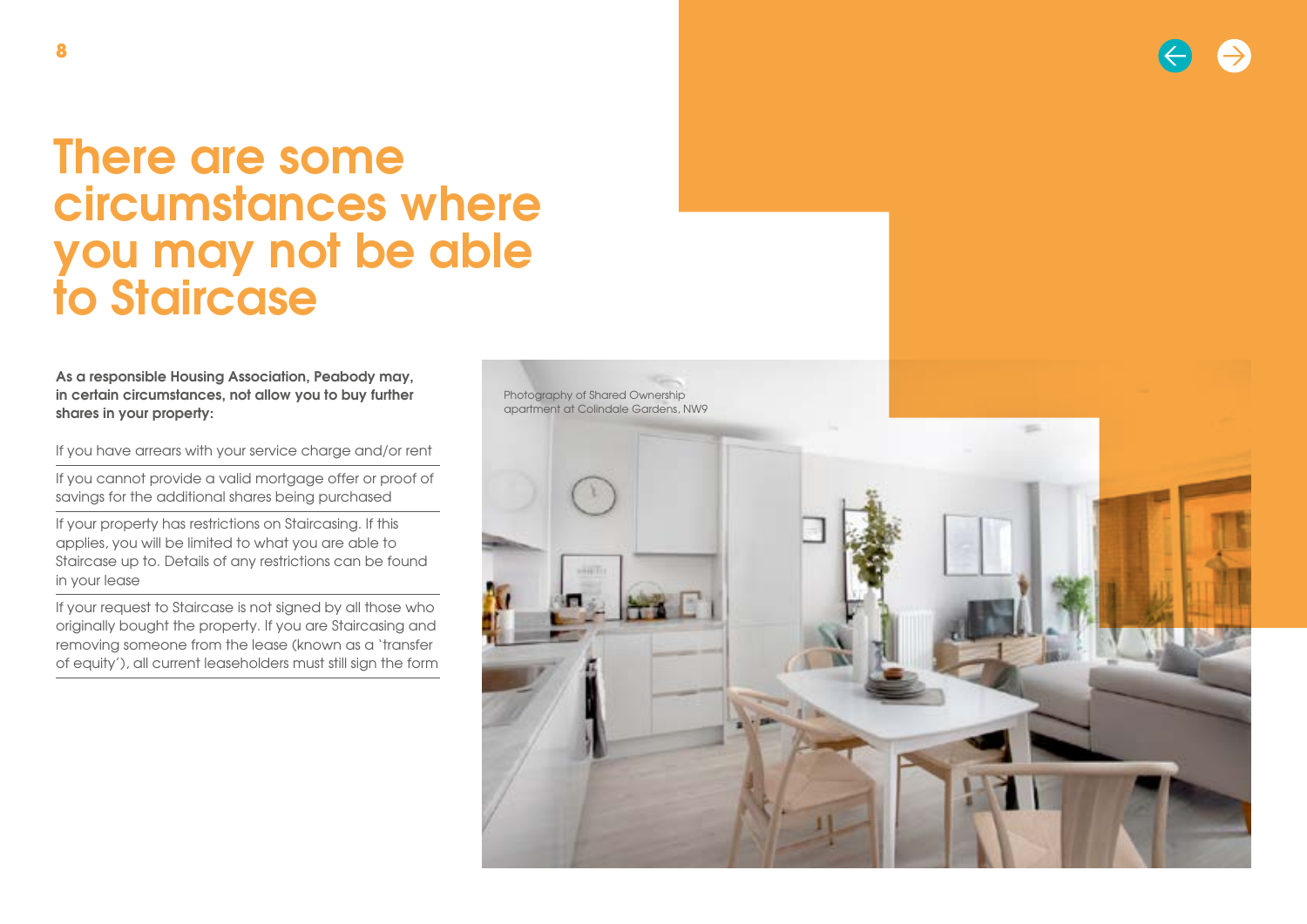# There are some circumstances where you may not be able to Staircase

**As a responsible Housing Association, Peabody may, in certain circumstances, not allow you to buy further shares in your property:**

- If you have arrears with your service charge and/or rent
- If you cannot provide a valid mortgage offer or proof of savings for the additional shares being purchased
- If your property has restrictions on Staircasing. If this applies, you will be limited to what you are able to Staircase up to. Details of any restrictions can be found in your lease
- If your request to Staircase is not signed by all those who originally bought the property. If you are Staircasing and removing someone from the lease (known as a 'transfer of equity'), all current leaseholders must still sign the form

Photography of Shared Ownership apartment at Colindale Gardens, NW9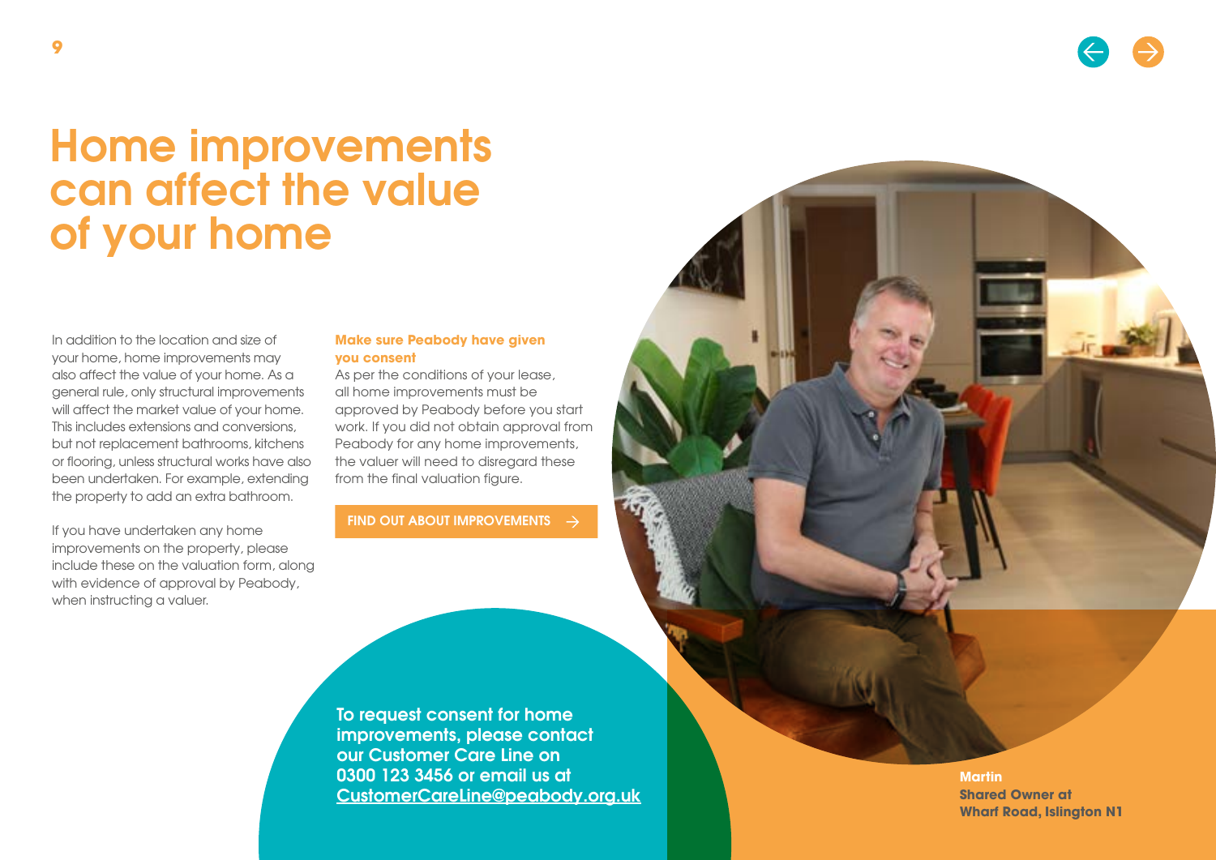# Home improvements can affect the value of your home

In addition to the location and size of your home, home improvements may also affect the value of your home. As a general rule, only structural improvements will affect the market value of your home. This includes extensions and conversions, but not replacement bathrooms, kitchens or flooring, unless structural works have also been undertaken. For example, extending the property to add an extra bathroom.

If you have undertaken any home improvements on the property, please include these on the valuation form, along with evidence of approval by Peabody, when instructing a valuer.

**Make sure Peabody have given you consent**

As per the conditions of your lease, all home improvements must be approved by Peabody before you start work. If you did not obtain approval from Peabody for any home improvements, the valuer will need to disregard these from the final valuation figure.

FIND OUT ABOUT IMPROVEMENTS →

**To request consent for home improvements, please contact our Customer Care Line on 0300 123 3456 or email us at CustomerCareLine@peabody.org.uk**

**Martin**
**Shared Owner at Wharf Road, Islington N1**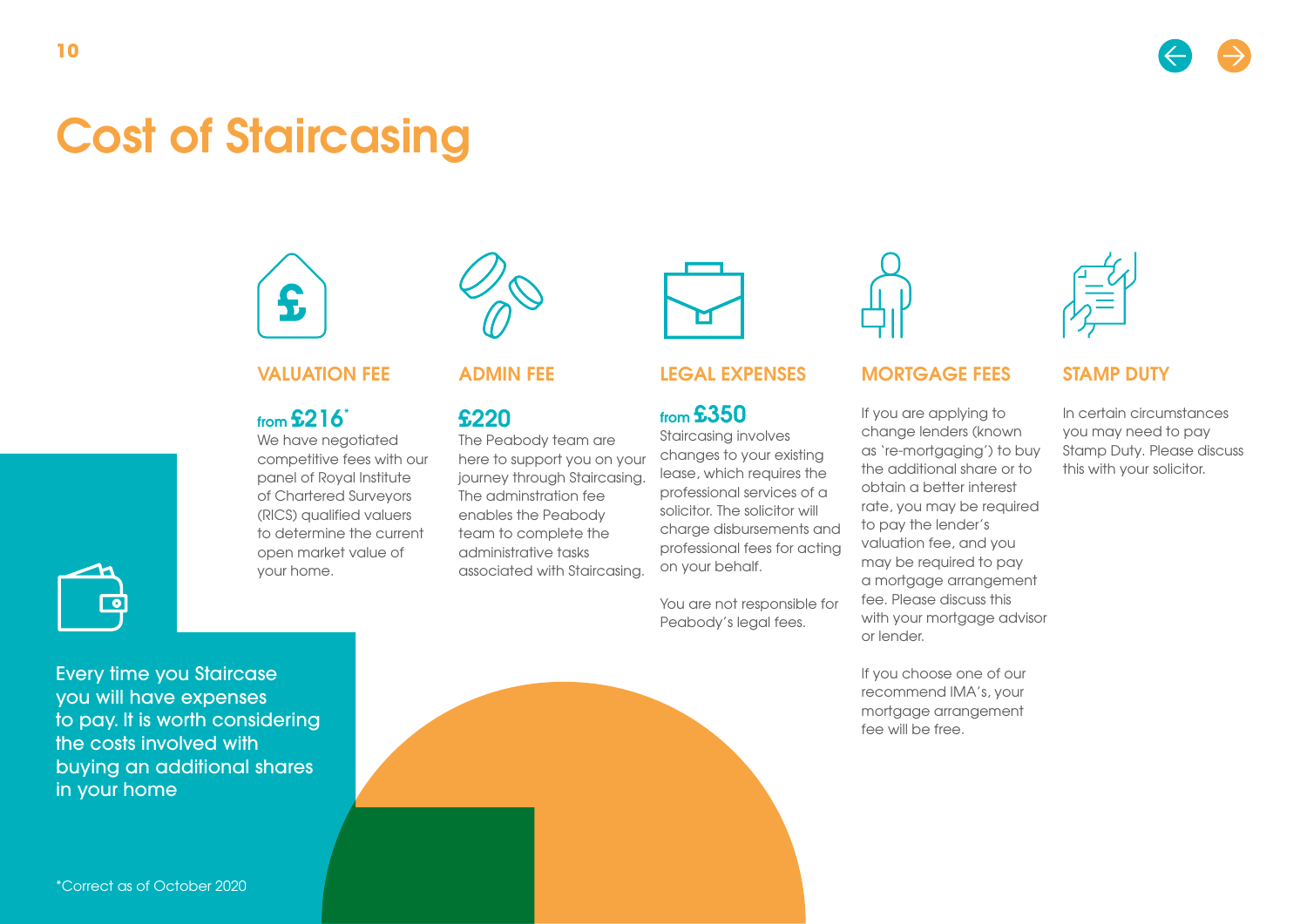# Cost of Staircasing

### VALUATION FEE

**from £216***

We have negotiated competitive fees with our panel of Royal Institute of Chartered Surveyors (RICS) qualified valuers to determine the current open market value of your home.

### ADMIN FEE

**£220**

The Peabody team are here to support you on your journey through Staircasing. The adminstration fee enables the Peabody team to complete the administrative tasks associated with Staircasing.

### LEGAL EXPENSES

**from £350**

Staircasing involves changes to your existing lease, which requires the professional services of a solicitor. The solicitor will charge disbursements and professional fees for acting on your behalf.

You are not responsible for Peabody's legal fees.

### MORTGAGE FEES

If you are applying to change lenders (known as 're-mortgaging') to buy the additional share or to obtain a better interest rate, you may be required to pay the lender's valuation fee, and you may be required to pay a mortgage arrangement fee. Please discuss this with your mortgage advisor or lender.

If you choose one of our recommend IMA's, your mortgage arrangement fee will be free.

### STAMP DUTY

In certain circumstances you may need to pay Stamp Duty. Please discuss this with your solicitor.

Every time you Staircase you will have expenses to pay. It is worth considering the costs involved with buying an additional shares in your home

*Correct as of October 2020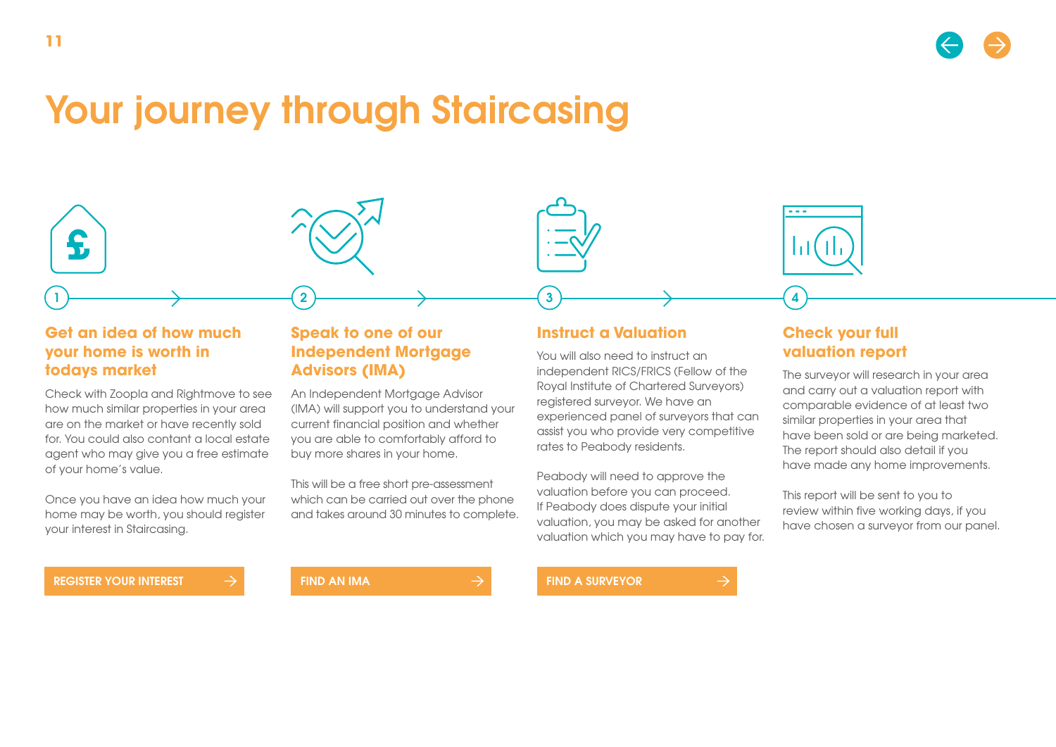# Your journey through Staircasing

## 1. Get an idea of how much your home is worth in todays market

Check with Zoopla and Rightmove to see how much similar properties in your area are on the market or have recently sold for. You could also contant a local estate agent who may give you a free estimate of your home's value.

Once you have an idea how much your home may be worth, you should register your interest in Staircasing.

REGISTER YOUR INTEREST

## 2. Speak to one of our Independent Mortgage Advisors (IMA)

An Independent Mortgage Advisor (IMA) will support you to understand your current financial position and whether you are able to comfortably afford to buy more shares in your home.

This will be a free short pre-assessment which can be carried out over the phone and takes around 30 minutes to complete.

FIND AN IMA

## 3. Instruct a Valuation

You will also need to instruct an independent RICS/FRICS (Fellow of the Royal Institute of Chartered Surveyors) registered surveyor. We have an experienced panel of surveyors that can assist you who provide very competitive rates to Peabody residents.

Peabody will need to approve the valuation before you can proceed. If Peabody does dispute your initial valuation, you may be asked for another valuation which you may have to pay for.

FIND A SURVEYOR

## 4. Check your full valuation report

The surveyor will research in your area and carry out a valuation report with comparable evidence of at least two similar properties in your area that have been sold or are being marketed. The report should also detail if you have made any home improvements.

This report will be sent to you to review within five working days, if you have chosen a surveyor from our panel.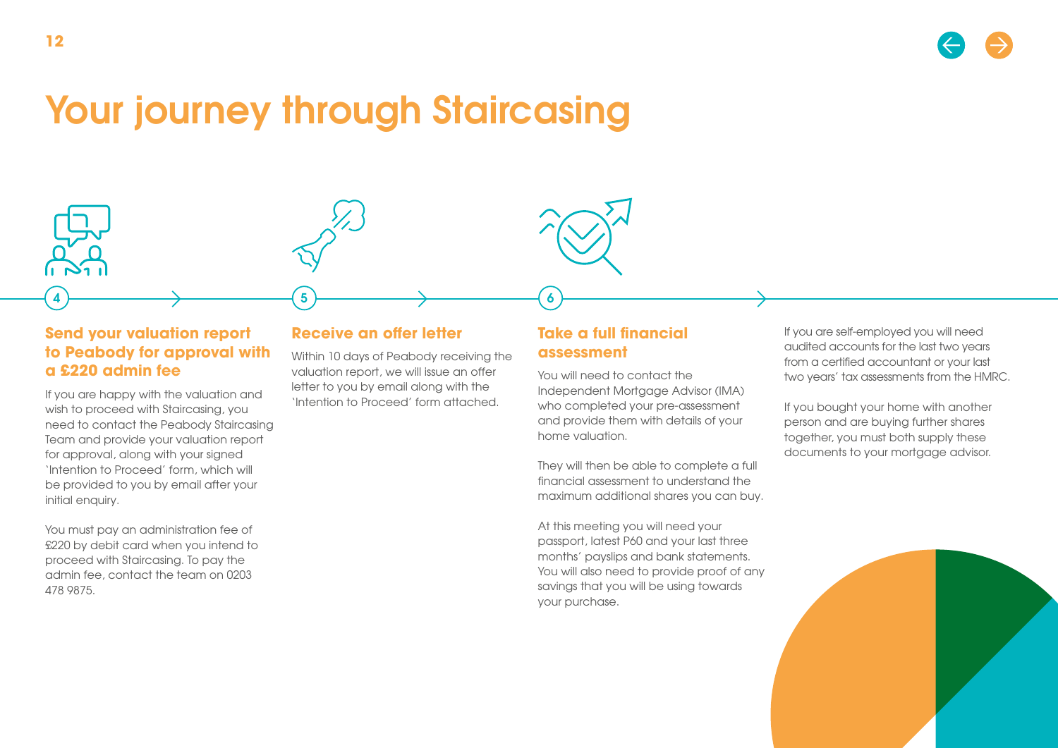# Your journey through Staircasing

## 4 Send your valuation report to Peabody for approval with a £220 admin fee

If you are happy with the valuation and wish to proceed with Staircasing, you need to contact the Peabody Staircasing Team and provide your valuation report for approval, along with your signed 'Intention to Proceed' form, which will be provided to you by email after your initial enquiry.

You must pay an administration fee of £220 by debit card when you intend to proceed with Staircasing. To pay the admin fee, contact the team on 0203 478 9875.

## 5 Receive an offer letter

Within 10 days of Peabody receiving the valuation report, we will issue an offer letter to you by email along with the 'Intention to Proceed' form attached.

## 6 Take a full financial assessment

You will need to contact the Independent Mortgage Advisor (IMA) who completed your pre-assessment and provide them with details of your home valuation.

They will then be able to complete a full financial assessment to understand the maximum additional shares you can buy.

At this meeting you will need your passport, latest P60 and your last three months' payslips and bank statements. You will also need to provide proof of any savings that you will be using towards your purchase.

If you are self-employed you will need audited accounts for the last two years from a certified accountant or your last two years' tax assessments from the HMRC.

If you bought your home with another person and are buying further shares together, you must both supply these documents to your mortgage advisor.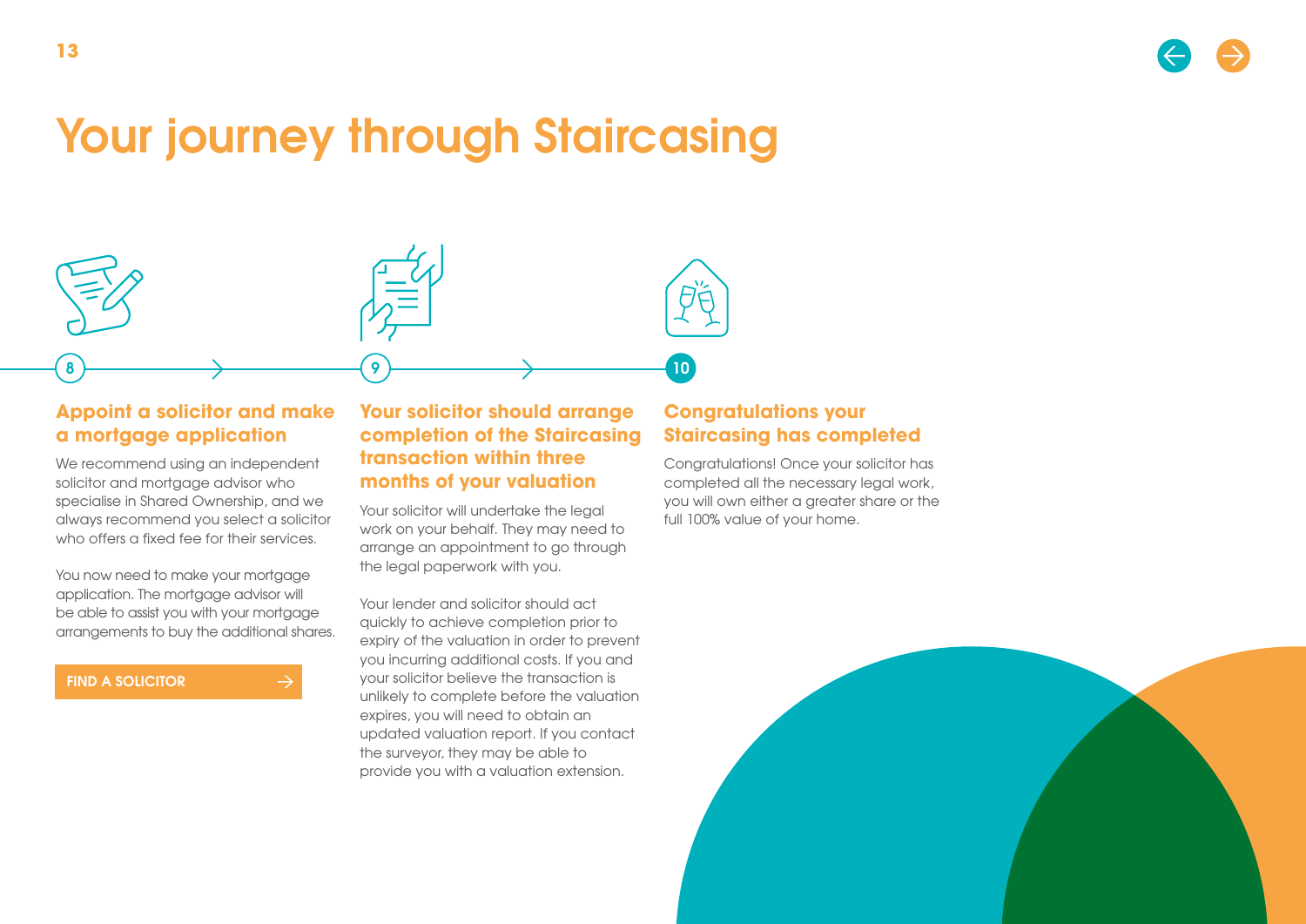# Your journey through Staircasing

8

## Appoint a solicitor and make a mortgage application

We recommend using an independent solicitor and mortgage advisor who specialise in Shared Ownership, and we always recommend you select a solicitor who offers a fixed fee for their services.

You now need to make your mortgage application. The mortgage advisor will be able to assist you with your mortgage arrangements to buy the additional shares.

FIND A SOLICITOR →

9

## Your solicitor should arrange completion of the Staircasing transaction within three months of your valuation

Your solicitor will undertake the legal work on your behalf. They may need to arrange an appointment to go through the legal paperwork with you.

Your lender and solicitor should act quickly to achieve completion prior to expiry of the valuation in order to prevent you incurring additional costs. If you and your solicitor believe the transaction is unlikely to complete before the valuation expires, you will need to obtain an updated valuation report. If you contact the surveyor, they may be able to provide you with a valuation extension.

10

## Congratulations your Staircasing has completed

Congratulations! Once your solicitor has completed all the necessary legal work, you will own either a greater share or the full 100% value of your home.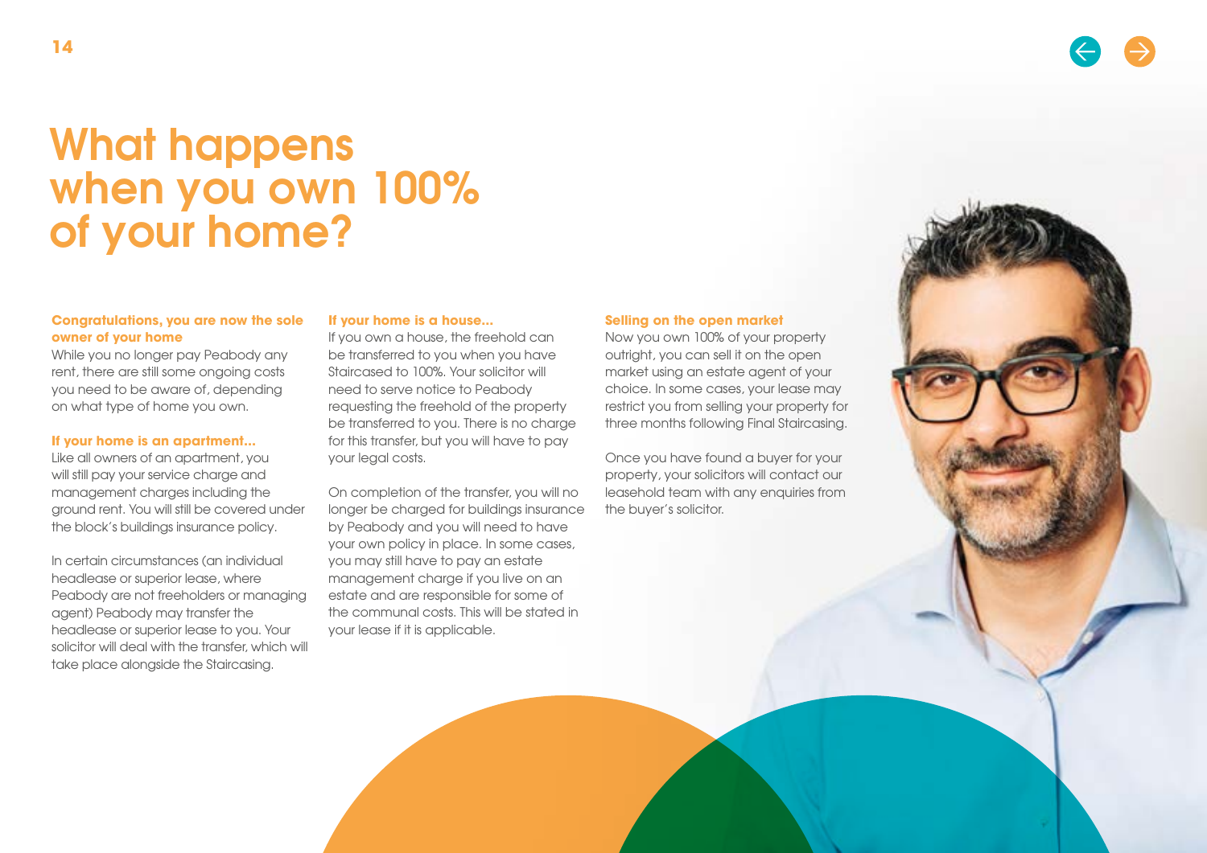# What happens when you own 100% of your home?

### Congratulations, you are now the sole owner of your home

While you no longer pay Peabody any rent, there are still some ongoing costs you need to be aware of, depending on what type of home you own.

### If your home is an apartment...

Like all owners of an apartment, you will still pay your service charge and management charges including the ground rent. You will still be covered under the block's buildings insurance policy.

In certain circumstances (an individual headlease or superior lease, where Peabody are not freeholders or managing agent) Peabody may transfer the headlease or superior lease to you. Your solicitor will deal with the transfer, which will take place alongside the Staircasing.

### If your home is a house...

If you own a house, the freehold can be transferred to you when you have Staircased to 100%. Your solicitor will need to serve notice to Peabody requesting the freehold of the property be transferred to you. There is no charge for this transfer, but you will have to pay your legal costs.

On completion of the transfer, you will no longer be charged for buildings insurance by Peabody and you will need to have your own policy in place. In some cases, you may still have to pay an estate management charge if you live on an estate and are responsible for some of the communal costs. This will be stated in your lease if it is applicable.

### Selling on the open market

Now you own 100% of your property outright, you can sell it on the open market using an estate agent of your choice. In some cases, your lease may restrict you from selling your property for three months following Final Staircasing.

Once you have found a buyer for your property, your solicitors will contact our leasehold team with any enquiries from the buyer's solicitor.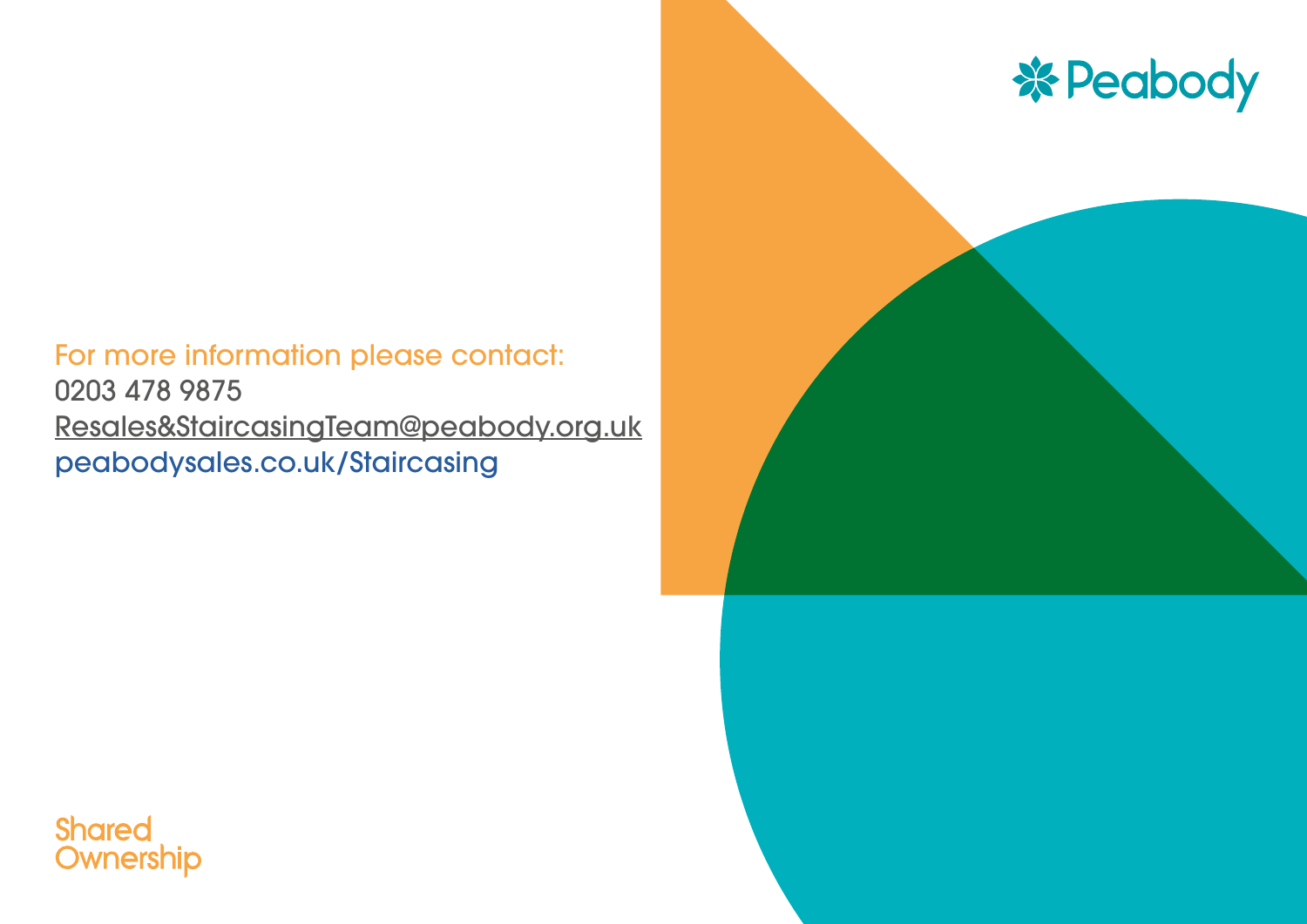Peabody

For more information please contact:
0203 478 9875
Resales&StaircasingTeam@peabody.org.uk
peabodysales.co.uk/Staircasing

Shared Ownership